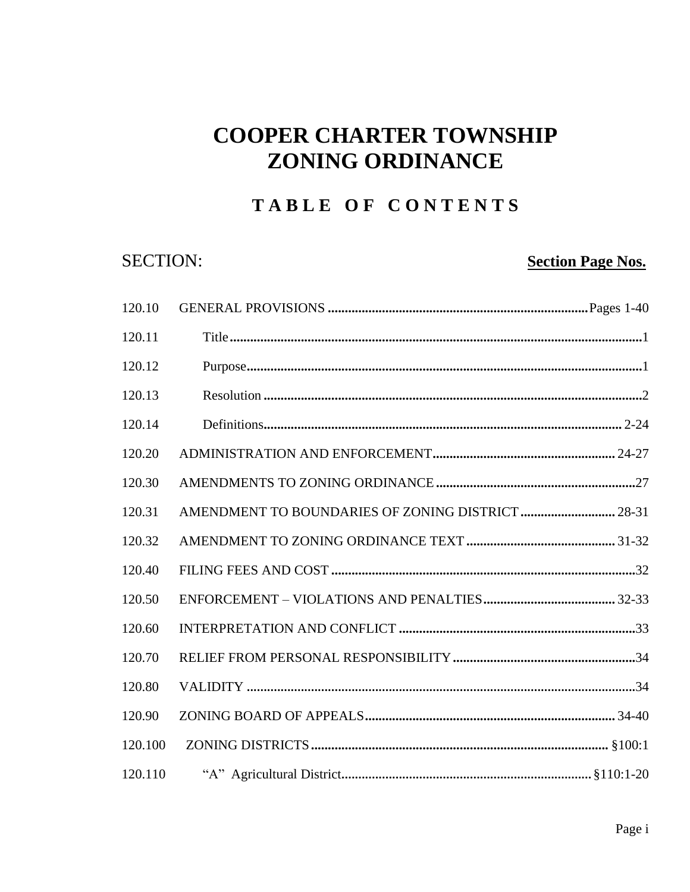# COOPER CHARTER TOWNSHIP
# ZONING ORDINANCE

## TABLE OF CONTENTS

| SECTION: | | Section Page Nos. |
|---|---|---|
| 120.10 | GENERAL PROVISIONS | Pages 1-40 |
| 120.11 | Title | 1 |
| 120.12 | Purpose | 1 |
| 120.13 | Resolution | 2 |
| 120.14 | Definitions | 2-24 |
| 120.20 | ADMINISTRATION AND ENFORCEMENT | 24-27 |
| 120.30 | AMENDMENTS TO ZONING ORDINANCE | 27 |
| 120.31 | AMENDMENT TO BOUNDARIES OF ZONING DISTRICT | 28-31 |
| 120.32 | AMENDMENT TO ZONING ORDINANCE TEXT | 31-32 |
| 120.40 | FILING FEES AND COST | 32 |
| 120.50 | ENFORCEMENT – VIOLATIONS AND PENALTIES | 32-33 |
| 120.60 | INTERPRETATION AND CONFLICT | 33 |
| 120.70 | RELIEF FROM PERSONAL RESPONSIBILITY | 34 |
| 120.80 | VALIDITY | 34 |
| 120.90 | ZONING BOARD OF APPEALS | 34-40 |
| 120.100 | ZONING DISTRICTS | §100:1 |
| 120.110 | "A" Agricultural District | §110:1-20 |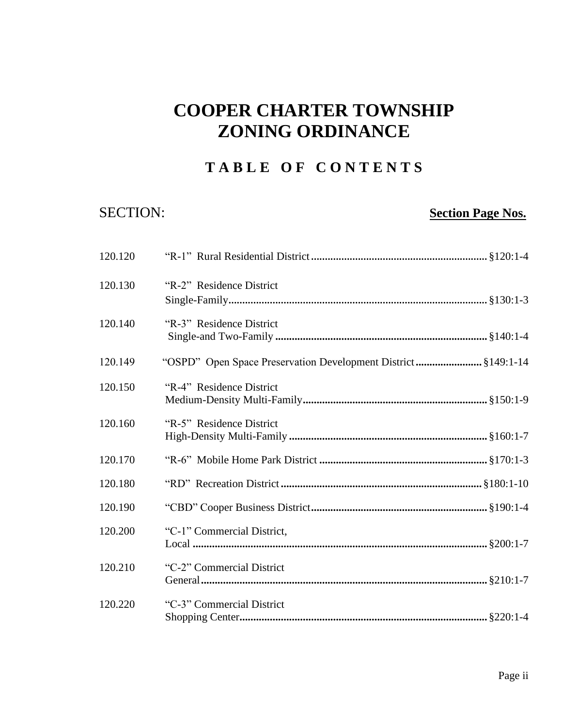# COOPER CHARTER TOWNSHIP ZONING ORDINANCE

## TABLE OF CONTENTS

| SECTION: | | **Section Page Nos.** |
|---|---|---|
| 120.120 | "R-1" Rural Residential District | §120:1-4 |
| 120.130 | "R-2" Residence District Single-Family | §130:1-3 |
| 120.140 | "R-3" Residence District Single-and Two-Family | §140:1-4 |
| 120.149 | "OSPD" Open Space Preservation Development District | §149:1-14 |
| 120.150 | "R-4" Residence District Medium-Density Multi-Family | §150:1-9 |
| 120.160 | "R-5" Residence District High-Density Multi-Family | §160:1-7 |
| 120.170 | "R-6" Mobile Home Park District | §170:1-3 |
| 120.180 | "RD" Recreation District | §180:1-10 |
| 120.190 | "CBD" Cooper Business District | §190:1-4 |
| 120.200 | "C-1" Commercial District, Local | §200:1-7 |
| 120.210 | "C-2" Commercial District General | §210:1-7 |
| 120.220 | "C-3" Commercial District Shopping Center | §220:1-4 |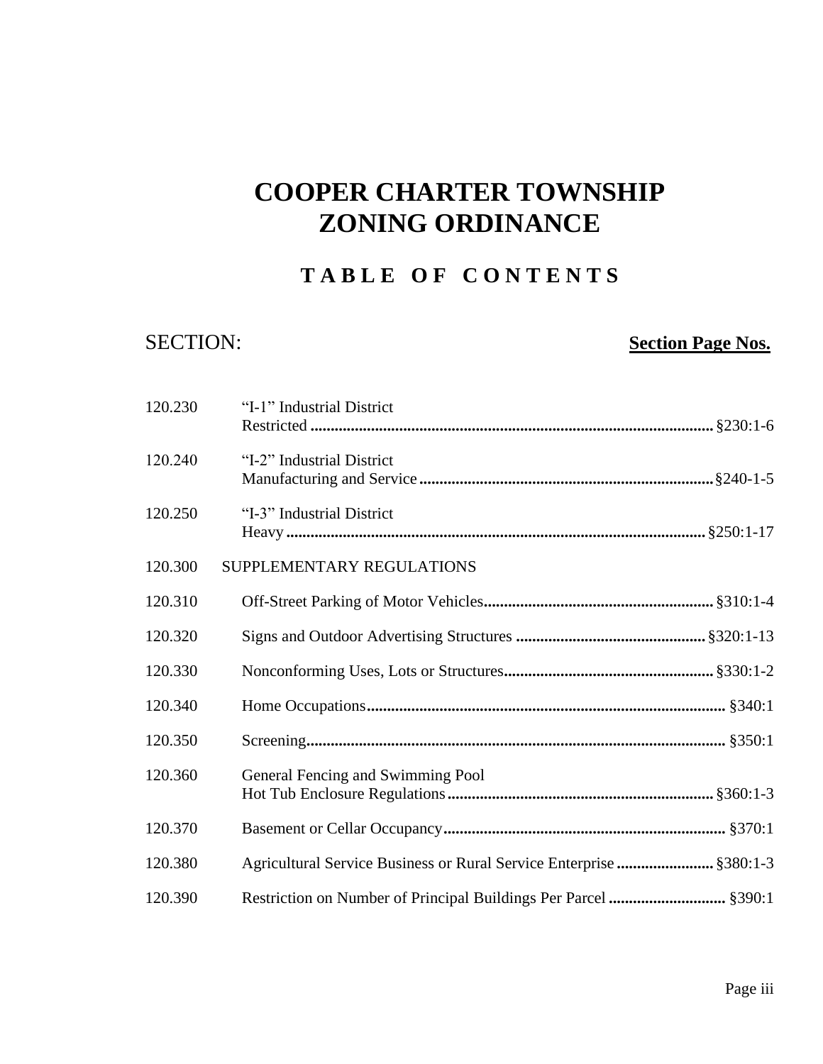# COOPER CHARTER TOWNSHIP ZONING ORDINANCE

## TABLE OF CONTENTS

| SECTION: | | **Section Page Nos.** |
|---|---|---|
| 120.230 | "I-1" Industrial District Restricted | §230:1-6 |
| 120.240 | "I-2" Industrial District Manufacturing and Service | §240-1-5 |
| 120.250 | "I-3" Industrial District Heavy | §250:1-17 |
| 120.300 | SUPPLEMENTARY REGULATIONS | |
| 120.310 | Off-Street Parking of Motor Vehicles | §310:1-4 |
| 120.320 | Signs and Outdoor Advertising Structures | §320:1-13 |
| 120.330 | Nonconforming Uses, Lots or Structures | §330:1-2 |
| 120.340 | Home Occupations | §340:1 |
| 120.350 | Screening | §350:1 |
| 120.360 | General Fencing and Swimming Pool Hot Tub Enclosure Regulations | §360:1-3 |
| 120.370 | Basement or Cellar Occupancy | §370:1 |
| 120.380 | Agricultural Service Business or Rural Service Enterprise | §380:1-3 |
| 120.390 | Restriction on Number of Principal Buildings Per Parcel | §390:1 |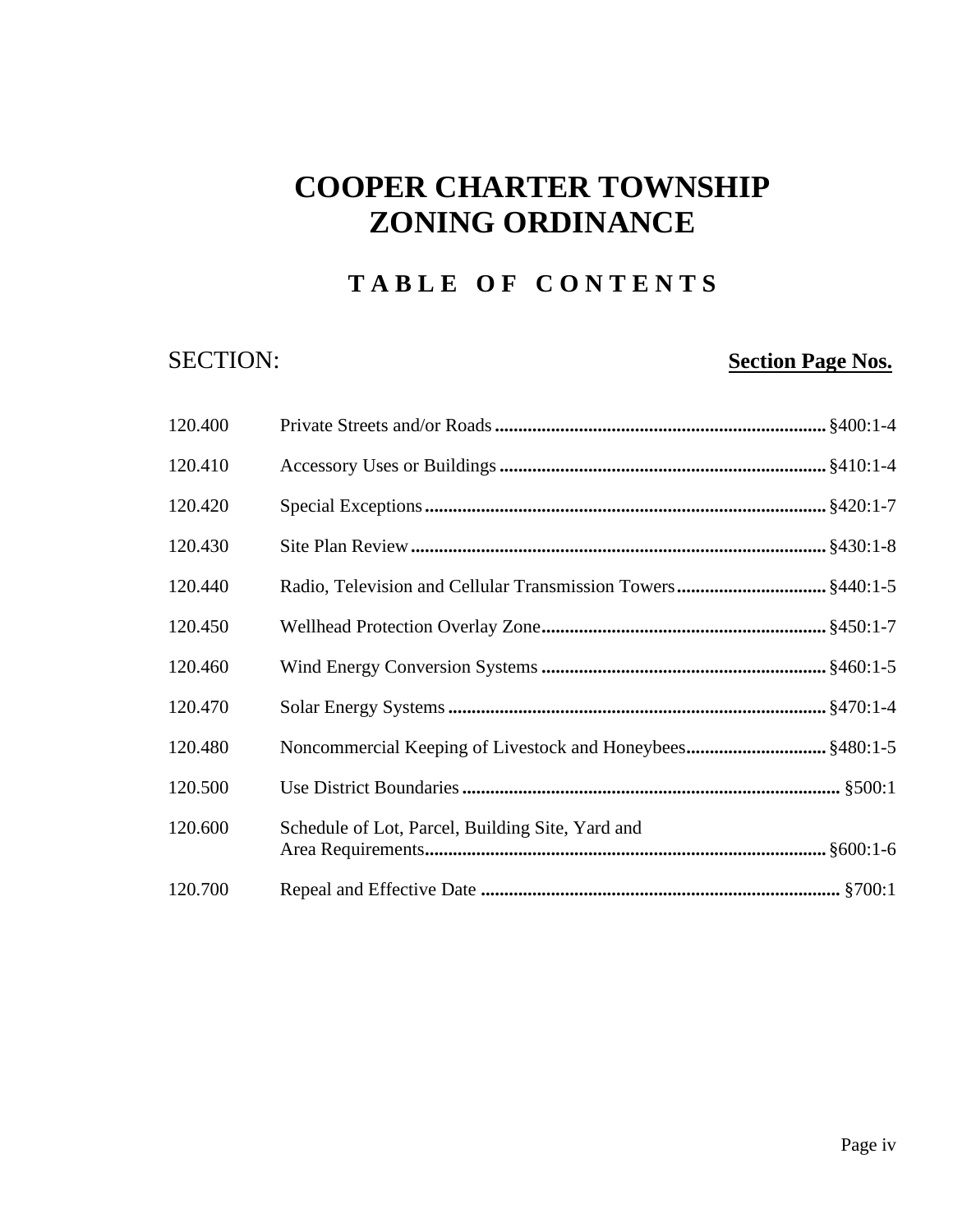# COOPER CHARTER TOWNSHIP ZONING ORDINANCE

## T A B L E   O F   C O N T E N T S

| SECTION: | | **Section Page Nos.** |
| --- | --- | --- |
| 120.400 | Private Streets and/or Roads | §400:1-4 |
| 120.410 | Accessory Uses or Buildings | §410:1-4 |
| 120.420 | Special Exceptions | §420:1-7 |
| 120.430 | Site Plan Review | §430:1-8 |
| 120.440 | Radio, Television and Cellular Transmission Towers | §440:1-5 |
| 120.450 | Wellhead Protection Overlay Zone | §450:1-7 |
| 120.460 | Wind Energy Conversion Systems | §460:1-5 |
| 120.470 | Solar Energy Systems | §470:1-4 |
| 120.480 | Noncommercial Keeping of Livestock and Honeybees | §480:1-5 |
| 120.500 | Use District Boundaries | §500:1 |
| 120.600 | Schedule of Lot, Parcel, Building Site, Yard and Area Requirements | §600:1-6 |
| 120.700 | Repeal and Effective Date | §700:1 |